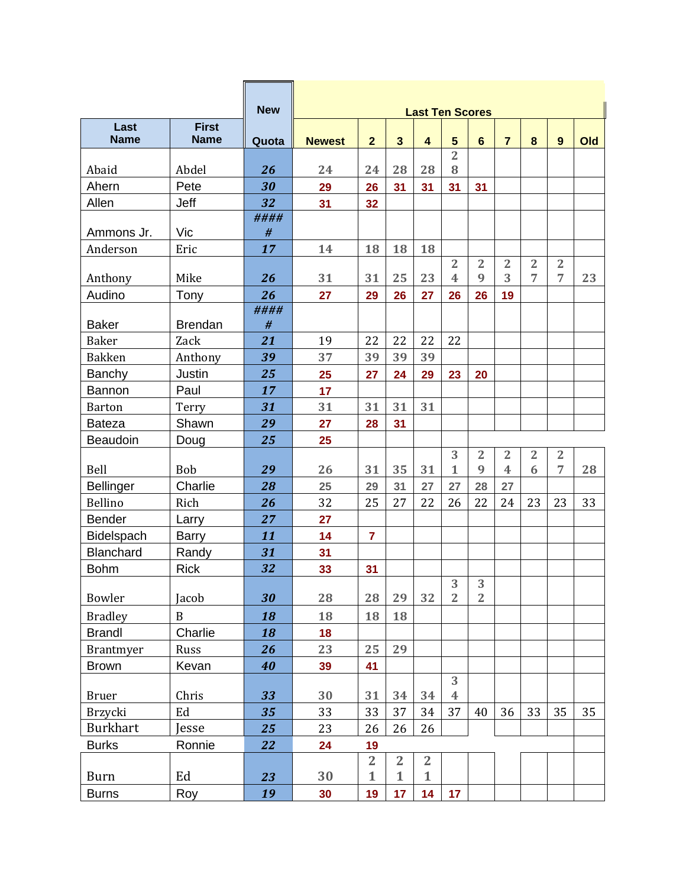| Last Name | First Name | New Quota | Last Ten Scores | | | | | | | | | |
|---|---|---|---|---|---|---|---|---|---|---|---|---|
| | | | Newest | 2 | 3 | 4 | 5 | 6 | 7 | 8 | 9 | Old |
| Abaid | Abdel | *26* | 24 | 24 | 28 | 28 | 28 | | | | | |
| Ahern | Pete | *30* | 29 | 26 | 31 | 31 | 31 | 31 | | | | |
| Allen | Jeff | *32* | 31 | 32 | | | | | | | | |
| Ammons Jr. | Vic | *#####* | | | | | | | | | | |
| Anderson | Eric | *17* | 14 | 18 | 18 | 18 | | | | | | |
| Anthony | Mike | *26* | 31 | 31 | 25 | 23 | 24 | 29 | 23 | 27 | 27 | 23 |
| Audino | Tony | *26* | 27 | 29 | 26 | 27 | 26 | 26 | 19 | | | |
| Baker | Brendan | *#####* | | | | | | | | | | |
| Baker | Zack | *21* | 19 | 22 | 22 | 22 | 22 | | | | | |
| Bakken | Anthony | *39* | 37 | 39 | 39 | 39 | | | | | | |
| Banchy | Justin | *25* | 25 | 27 | 24 | 29 | 23 | 20 | | | | |
| Bannon | Paul | *17* | 17 | | | | | | | | | |
| Barton | Terry | *31* | 31 | 31 | 31 | 31 | | | | | | |
| Bateza | Shawn | *29* | 27 | 28 | 31 | | | | | | | |
| Beaudoin | Doug | *25* | 25 | | | | | | | | | |
| Bell | Bob | *29* | 26 | 31 | 35 | 31 | 31 | 29 | 24 | 26 | 27 | 28 |
| Bellinger | Charlie | *28* | 25 | 29 | 31 | 27 | 27 | 28 | 27 | | | |
| Bellino | Rich | *26* | 32 | 25 | 27 | 22 | 26 | 22 | 24 | 23 | 23 | 33 |
| Bender | Larry | *27* | 27 | | | | | | | | | |
| Bidelspach | Barry | *11* | 14 | 7 | | | | | | | | |
| Blanchard | Randy | *31* | 31 | | | | | | | | | |
| Bohm | Rick | *32* | 33 | 31 | | | | | | | | |
| Bowler | Jacob | *30* | 28 | 28 | 29 | 32 | 32 | 32 | | | | |
| Bradley | B | *18* | 18 | 18 | 18 | | | | | | | |
| Brandl | Charlie | *18* | 18 | | | | | | | | | |
| Brantmyer | Russ | *26* | 23 | 25 | 29 | | | | | | | |
| Brown | Kevan | *40* | 39 | 41 | | | | | | | | |
| Bruer | Chris | *33* | 30 | 31 | 34 | 34 | 34 | | | | | |
| Brzycki | Ed | *35* | 33 | 33 | 37 | 34 | 37 | 40 | 36 | 33 | 35 | 35 |
| Burkhart | Jesse | *25* | 23 | 26 | 26 | 26 | | | | | | |
| Burks | Ronnie | *22* | 24 | 19 | | | | | | | | |
| Burn | Ed | *23* | 30 | 21 | 21 | 21 | | | | | | |
| Burns | Roy | *19* | 30 | 19 | 17 | 14 | 17 | | | | | |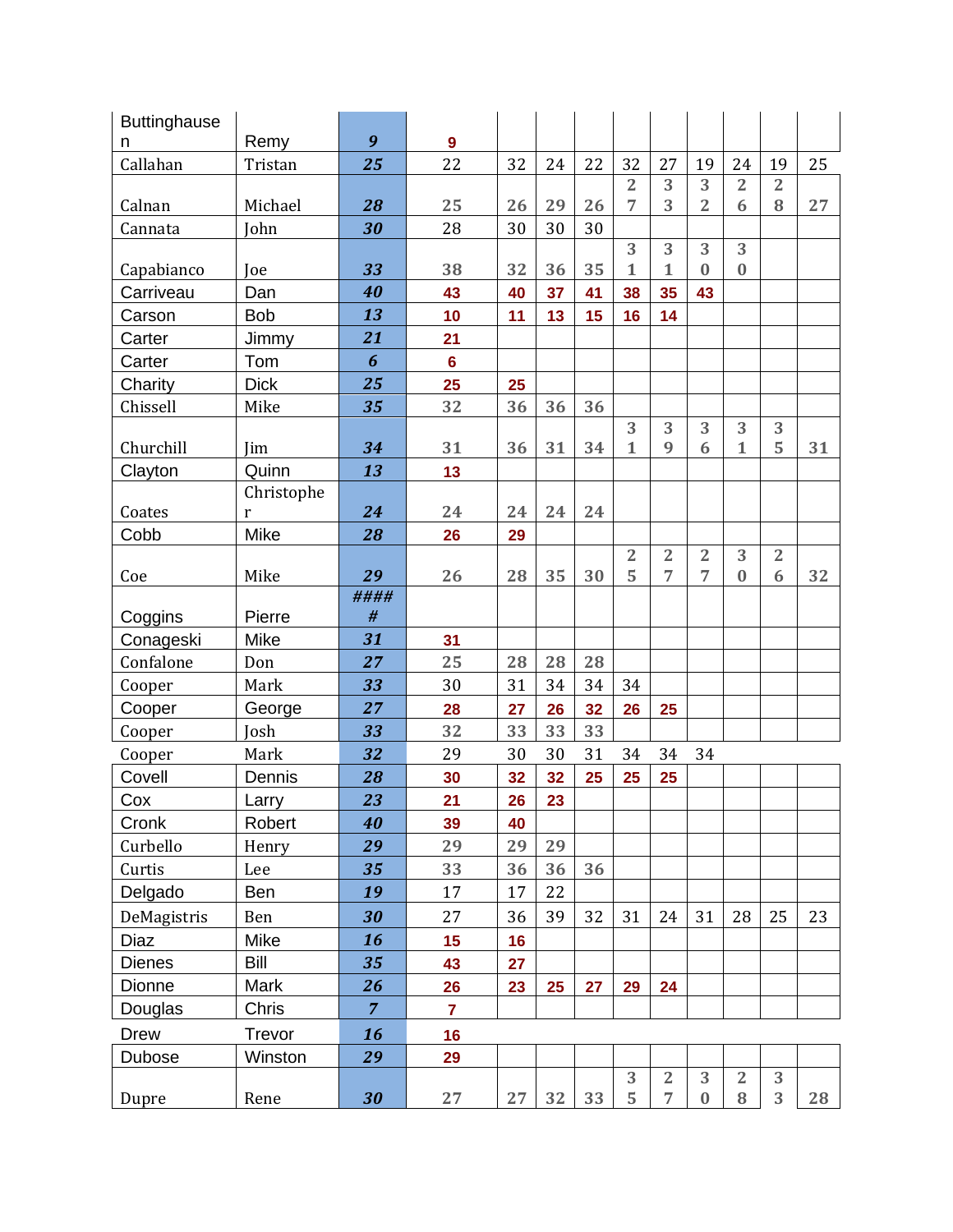| | | | | | | | | | | | | | |
|---|---|---|---|---|---|---|---|---|---|---|---|---|---|
| Buttinghausen | Remy | 9 | 9 | | | | | | | | | | |
| Callahan | Tristan | 25 | 22 | 32 | 24 | 22 | 32 | 27 | 19 | 24 | 19 | 25 | |
| Calnan | Michael | 28 | 25 | 26 | 29 | 26 | 27 | 33 | 32 | 26 | 28 | 27 | |
| Cannata | John | 30 | 28 | 30 | 30 | 30 | | | | | | | |
| Capabianco | Joe | 33 | 38 | 32 | 36 | 35 | 31 | 31 | 30 | 30 | | | |
| Carriveau | Dan | 40 | 43 | 40 | 37 | 41 | 38 | 35 | 43 | | | | |
| Carson | Bob | 13 | 10 | 11 | 13 | 15 | 16 | 14 | | | | | |
| Carter | Jimmy | 21 | 21 | | | | | | | | | | |
| Carter | Tom | 6 | 6 | | | | | | | | | | |
| Charity | Dick | 25 | 25 | 25 | | | | | | | | | |
| Chissell | Mike | 35 | 32 | 36 | 36 | 36 | | | | | | | |
| Churchill | Jim | 34 | 31 | 36 | 31 | 34 | 31 | 39 | 36 | 31 | 35 | 31 | |
| Clayton | Quinn | 13 | 13 | | | | | | | | | | |
| Coates | Christopher | 24 | 24 | 24 | 24 | 24 | | | | | | | |
| Cobb | Mike | 28 | 26 | 29 | | | | | | | | | |
| Coe | Mike | 29 | 26 | 28 | 35 | 30 | 25 | 27 | 27 | 30 | 26 | 32 | |
| Coggins | Pierre | ##### | | | | | | | | | | | |
| Conageski | Mike | 31 | 31 | | | | | | | | | | |
| Confalone | Don | 27 | 25 | 28 | 28 | 28 | | | | | | | |
| Cooper | Mark | 33 | 30 | 31 | 34 | 34 | 34 | | | | | | |
| Cooper | George | 27 | 28 | 27 | 26 | 32 | 26 | 25 | | | | | |
| Cooper | Josh | 33 | 32 | 33 | 33 | 33 | | | | | | | |
| Cooper | Mark | 32 | 29 | 30 | 30 | 31 | 34 | 34 | 34 | | | | |
| Covell | Dennis | 28 | 30 | 32 | 32 | 25 | 25 | 25 | | | | | |
| Cox | Larry | 23 | 21 | 26 | 23 | | | | | | | | |
| Cronk | Robert | 40 | 39 | 40 | | | | | | | | | |
| Curbello | Henry | 29 | 29 | 29 | 29 | | | | | | | | |
| Curtis | Lee | 35 | 33 | 36 | 36 | 36 | | | | | | | |
| Delgado | Ben | 19 | 17 | 17 | 22 | | | | | | | | |
| DeMagistris | Ben | 30 | 27 | 36 | 39 | 32 | 31 | 24 | 31 | 28 | 25 | 23 | |
| Diaz | Mike | 16 | 15 | 16 | | | | | | | | | |
| Dienes | Bill | 35 | 43 | 27 | | | | | | | | | |
| Dionne | Mark | 26 | 26 | 23 | 25 | 27 | 29 | 24 | | | | | |
| Douglas | Chris | 7 | 7 | | | | | | | | | | |
| Drew | Trevor | 16 | 16 | | | | | | | | | | |
| Dubose | Winston | 29 | 29 | | | | | | | | | | |
| Dupre | Rene | 30 | 27 | 27 | 32 | 33 | 35 | 27 | 30 | 28 | 33 | 28 | |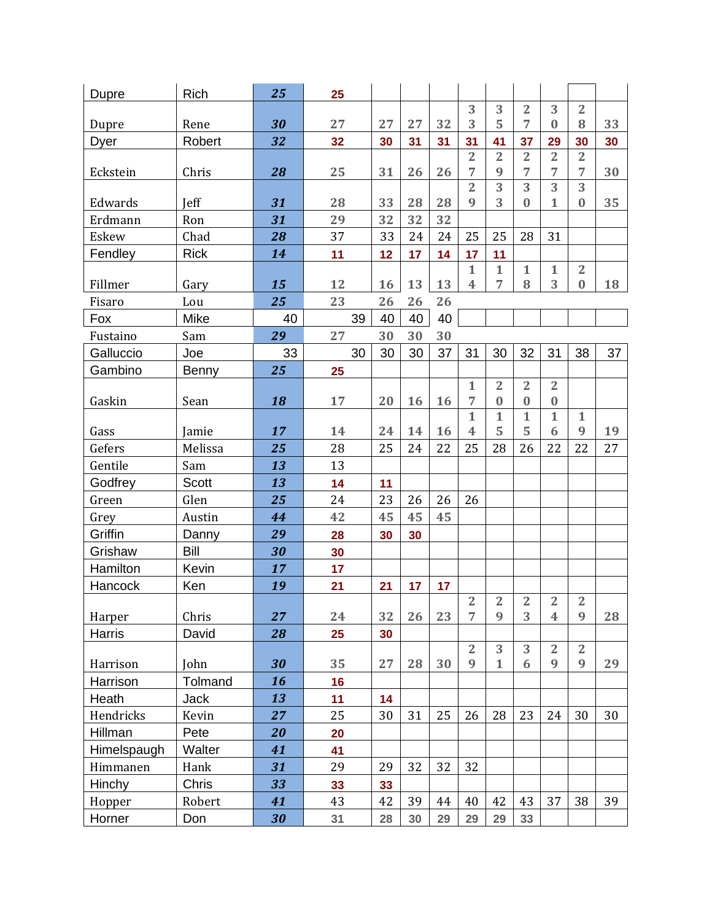| | | | | | | | | | | | | |
|---|---|---|---|---|---|---|---|---|---|---|---|---|
| Dupre | Rich | 25 | 25 | | | | | | | | | |
| Dupre | Rene | 30 | 27 | 27 | 27 | 32 | 33 | 35 | 27 | 30 | 28 | 33 |
| Dyer | Robert | 32 | 32 | 30 | 31 | 31 | 31 | 41 | 37 | 29 | 30 | 30 |
| Eckstein | Chris | 28 | 25 | 31 | 26 | 26 | 27 | 29 | 27 | 27 | 27 | 30 |
| Edwards | Jeff | 31 | 28 | 33 | 28 | 28 | 29 | 33 | 30 | 31 | 30 | 35 |
| Erdmann | Ron | 31 | 29 | 32 | 32 | 32 | | | | | | |
| Eskew | Chad | 28 | 37 | 33 | 24 | 24 | 25 | 25 | 28 | 31 | | |
| Fendley | Rick | 14 | 11 | 12 | 17 | 14 | 17 | 11 | | | | |
| Fillmer | Gary | 15 | 12 | 16 | 13 | 13 | 14 | 17 | 18 | 13 | 20 | 18 |
| Fisaro | Lou | 25 | 23 | 26 | 26 | 26 | | | | | | |
| Fox | Mike | 40 | 39 | 40 | 40 | 40 | | | | | | |
| Fustaino | Sam | 29 | 27 | 30 | 30 | 30 | | | | | | |
| Galluccio | Joe | 33 | 30 | 30 | 30 | 37 | 31 | 30 | 32 | 31 | 38 | 37 |
| Gambino | Benny | 25 | 25 | | | | | | | | | |
| Gaskin | Sean | 18 | 17 | 20 | 16 | 16 | 17 | 20 | 20 | 20 | | |
| Gass | Jamie | 17 | 14 | 24 | 14 | 16 | 14 | 15 | 15 | 16 | 19 | 19 |
| Gefers | Melissa | 25 | 28 | 25 | 24 | 22 | 25 | 28 | 26 | 22 | 22 | 27 |
| Gentile | Sam | 13 | 13 | | | | | | | | | |
| Godfrey | Scott | 13 | 14 | 11 | | | | | | | | |
| Green | Glen | 25 | 24 | 23 | 26 | 26 | 26 | | | | | |
| Grey | Austin | 44 | 42 | 45 | 45 | 45 | | | | | | |
| Griffin | Danny | 29 | 28 | 30 | 30 | | | | | | | |
| Grishaw | Bill | 30 | 30 | | | | | | | | | |
| Hamilton | Kevin | 17 | 17 | | | | | | | | | |
| Hancock | Ken | 19 | 21 | 21 | 17 | 17 | | | | | | |
| Harper | Chris | 27 | 24 | 32 | 26 | 23 | 27 | 29 | 23 | 24 | 29 | 28 |
| Harris | David | 28 | 25 | 30 | | | | | | | | |
| Harrison | John | 30 | 35 | 27 | 28 | 30 | 29 | 31 | 36 | 29 | 29 | 29 |
| Harrison | Tolmand | 16 | 16 | | | | | | | | | |
| Heath | Jack | 13 | 11 | 14 | | | | | | | | |
| Hendricks | Kevin | 27 | 25 | 30 | 31 | 25 | 26 | 28 | 23 | 24 | 30 | 30 |
| Hillman | Pete | 20 | 20 | | | | | | | | | |
| Himelspaugh | Walter | 41 | 41 | | | | | | | | | |
| Himmanen | Hank | 31 | 29 | 29 | 32 | 32 | 32 | | | | | |
| Hinchy | Chris | 33 | 33 | 33 | | | | | | | | |
| Hopper | Robert | 41 | 43 | 42 | 39 | 44 | 40 | 42 | 43 | 37 | 38 | 39 |
| Horner | Don | 30 | 31 | 28 | 30 | 29 | 29 | 29 | 33 | | | |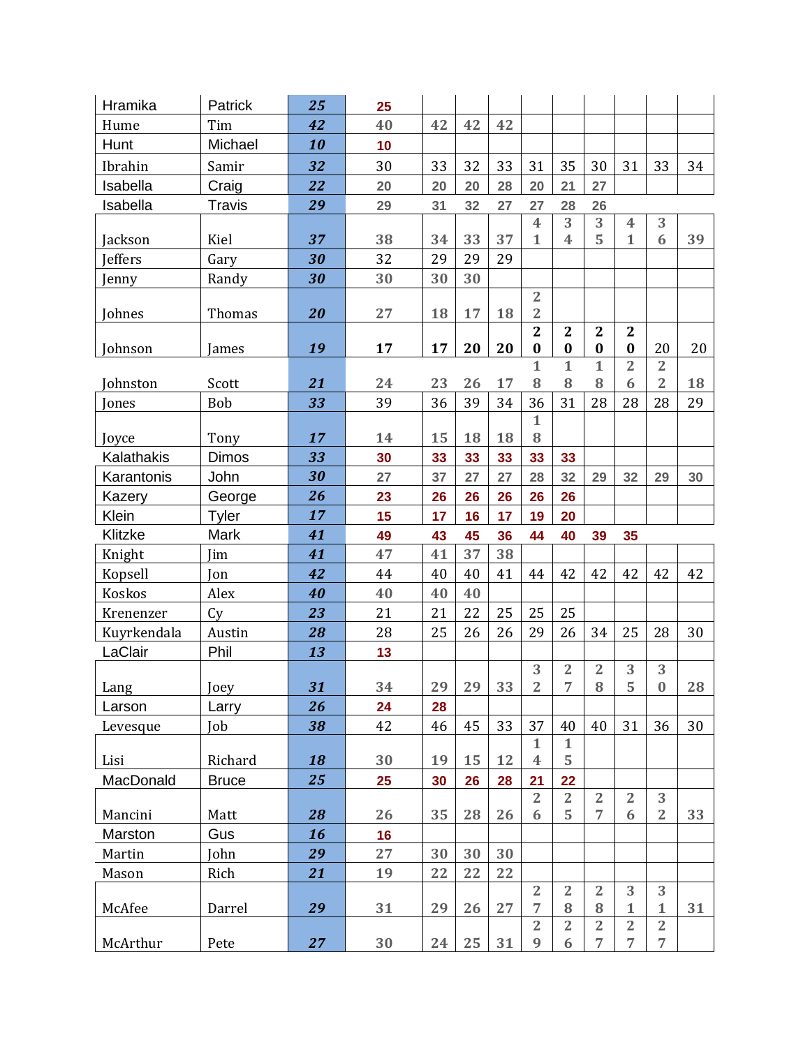| | | | | | | | | | | | | |
|---|---|---|---|---|---|---|---|---|---|---|---|---|
| Hramika | Patrick | ***25*** | 25 | | | | | | | | | |
| Hume | Tim | ***42*** | 40 | 42 | 42 | 42 | | | | | | |
| Hunt | Michael | ***10*** | 10 | | | | | | | | | |
| Ibrahin | Samir | ***32*** | 30 | 33 | 32 | 33 | 31 | 35 | 30 | 31 | 33 | 34 |
| Isabella | Craig | ***22*** | 20 | 20 | 20 | 28 | 20 | 21 | 27 | | | |
| Isabella | Travis | ***29*** | 29 | 31 | 32 | 27 | 27 | 28 | 26 | | | |
| Jackson | Kiel | ***37*** | 38 | 34 | 33 | 37 | 41 | 34 | 35 | 41 | 36 | 39 |
| Jeffers | Gary | ***30*** | 32 | 29 | 29 | 29 | | | | | | |
| Jenny | Randy | ***30*** | 30 | 30 | 30 | | | | | | | |
| Johnes | Thomas | ***20*** | 27 | 18 | 17 | 18 | 22 | | | | | |
| Johnson | James | ***19*** | **17** | **17** | **20** | **20** | **20** | **20** | **20** | **20** | 20 | 20 |
| Johnston | Scott | ***21*** | 24 | 23 | 26 | 17 | 18 | 18 | 18 | 26 | 22 | 18 |
| Jones | Bob | ***33*** | 39 | 36 | 39 | 34 | 36 | 31 | 28 | 28 | 28 | 29 |
| Joyce | Tony | ***17*** | 14 | 15 | 18 | 18 | 18 | | | | | |
| Kalathakis | Dimos | ***33*** | 30 | 33 | 33 | 33 | 33 | 33 | | | | |
| Karantonis | John | ***30*** | 27 | 37 | 27 | 27 | 28 | 32 | 29 | 32 | 29 | 30 |
| Kazery | George | ***26*** | 23 | 26 | 26 | 26 | 26 | 26 | | | | |
| Klein | Tyler | ***17*** | 15 | 17 | 16 | 17 | 19 | 20 | | | | |
| Klitzke | Mark | ***41*** | 49 | 43 | 45 | 36 | 44 | 40 | 39 | 35 | | |
| Knight | Jim | ***41*** | 47 | 41 | 37 | 38 | | | | | | |
| Kopsell | Jon | ***42*** | 44 | 40 | 40 | 41 | 44 | 42 | 42 | 42 | 42 | 42 |
| Koskos | Alex | ***40*** | 40 | 40 | 40 | | | | | | | |
| Krenenzer | Cy | ***23*** | 21 | 21 | 22 | 25 | 25 | 25 | | | | |
| Kuyrkendala | Austin | ***28*** | 28 | 25 | 26 | 26 | 29 | 26 | 34 | 25 | 28 | 30 |
| LaClair | Phil | ***13*** | 13 | | | | | | | | | |
| Lang | Joey | ***31*** | 34 | 29 | 29 | 33 | 32 | 27 | 28 | 35 | 30 | 28 |
| Larson | Larry | ***26*** | 24 | 28 | | | | | | | | |
| Levesque | Job | ***38*** | 42 | 46 | 45 | 33 | 37 | 40 | 40 | 31 | 36 | 30 |
| Lisi | Richard | ***18*** | 30 | 19 | 15 | 12 | 14 | 15 | | | | |
| MacDonald | Bruce | ***25*** | 25 | 30 | 26 | 28 | 21 | 22 | | | | |
| Mancini | Matt | ***28*** | 26 | 35 | 28 | 26 | 26 | 25 | 27 | 26 | 32 | 33 |
| Marston | Gus | ***16*** | 16 | | | | | | | | | |
| Martin | John | ***29*** | 27 | 30 | 30 | 30 | | | | | | |
| Mason | Rich | ***21*** | 19 | 22 | 22 | 22 | | | | | | |
| McAfee | Darrel | ***29*** | 31 | 29 | 26 | 27 | 27 | 28 | 28 | 31 | 31 | 31 |
| McArthur | Pete | ***27*** | 30 | 24 | 25 | 31 | 29 | 26 | 27 | 27 | 27 | |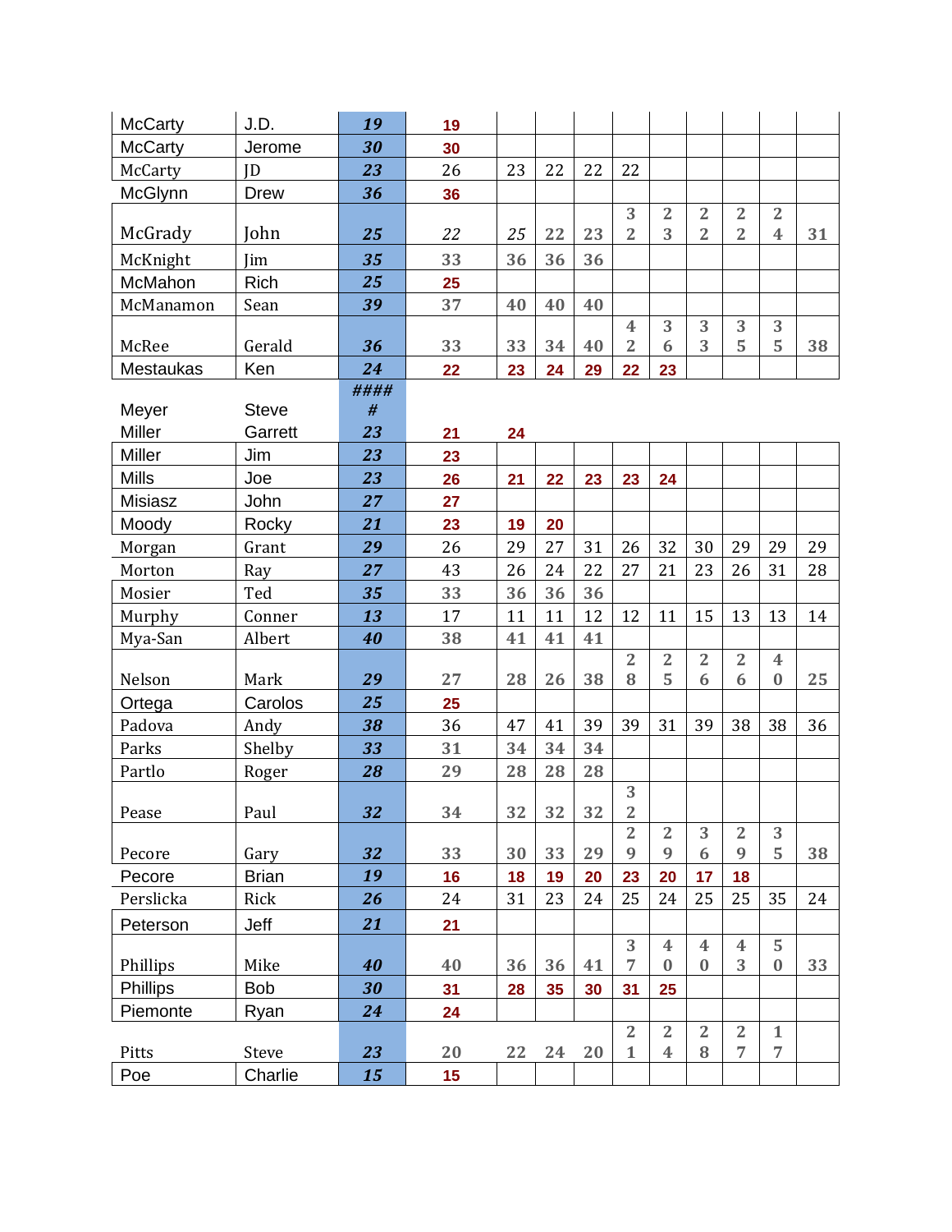| | | | | | | | | | | | | |
|---|---|---|---|---|---|---|---|---|---|---|---|---|
| McCarty | J.D. | 19 | 19 | | | | | | | | | |
| McCarty | Jerome | 30 | 30 | | | | | | | | | |
| McCarty | JD | 23 | 26 | 23 | 22 | 22 | 22 | | | | | |
| McGlynn | Drew | 36 | 36 | | | | | | | | | |
| McGrady | John | 25 | 22 | 25 | 22 | 23 | 32 | 23 | 22 | 22 | 24 | 31 |
| McKnight | Jim | 35 | 33 | 36 | 36 | 36 | | | | | | |
| McMahon | Rich | 25 | 25 | | | | | | | | | |
| McManamon | Sean | 39 | 37 | 40 | 40 | 40 | | | | | | |
| McRee | Gerald | 36 | 33 | 33 | 34 | 40 | 42 | 36 | 33 | 35 | 35 | 38 |
| Mestaukas | Ken | 24 | 22 | 23 | 24 | 29 | 22 | 23 | | | | |
| Meyer | Steve | ##### | | | | | | | | | | |
| Miller | Garrett | 23 | 21 | 24 | | | | | | | | |
| Miller | Jim | 23 | 23 | | | | | | | | | |
| Mills | Joe | 23 | 26 | 21 | 22 | 23 | 23 | 24 | | | | |
| Misiasz | John | 27 | 27 | | | | | | | | | |
| Moody | Rocky | 21 | 23 | 19 | 20 | | | | | | | |
| Morgan | Grant | 29 | 26 | 29 | 27 | 31 | 26 | 32 | 30 | 29 | 29 | 29 |
| Morton | Ray | 27 | 43 | 26 | 24 | 22 | 27 | 21 | 23 | 26 | 31 | 28 |
| Mosier | Ted | 35 | 33 | 36 | 36 | 36 | | | | | | |
| Murphy | Conner | 13 | 17 | 11 | 11 | 12 | 12 | 11 | 15 | 13 | 13 | 14 |
| Mya-San | Albert | 40 | 38 | 41 | 41 | 41 | | | | | | |
| Nelson | Mark | 29 | 27 | 28 | 26 | 38 | 28 | 25 | 26 | 26 | 40 | 25 |
| Ortega | Carolos | 25 | 25 | | | | | | | | | |
| Padova | Andy | 38 | 36 | 47 | 41 | 39 | 39 | 31 | 39 | 38 | 38 | 36 |
| Parks | Shelby | 33 | 31 | 34 | 34 | 34 | | | | | | |
| Partlo | Roger | 28 | 29 | 28 | 28 | 28 | | | | | | |
| Pease | Paul | 32 | 34 | 32 | 32 | 32 | 32 | | | | | |
| Pecore | Gary | 32 | 33 | 30 | 33 | 29 | 29 | 29 | 36 | 29 | 35 | 38 |
| Pecore | Brian | 19 | 16 | 18 | 19 | 20 | 23 | 20 | 17 | 18 | | |
| Perslicka | Rick | 26 | 24 | 31 | 23 | 24 | 25 | 24 | 25 | 25 | 35 | 24 |
| Peterson | Jeff | 21 | 21 | | | | | | | | | |
| Phillips | Mike | 40 | 40 | 36 | 36 | 41 | 37 | 40 | 40 | 43 | 50 | 33 |
| Phillips | Bob | 30 | 31 | 28 | 35 | 30 | 31 | 25 | | | | |
| Piemonte | Ryan | 24 | 24 | | | | | | | | | |
| Pitts | Steve | 23 | 20 | 22 | 24 | 20 | 21 | 24 | 28 | 27 | 17 | |
| Poe | Charlie | 15 | 15 | | | | | | | | | |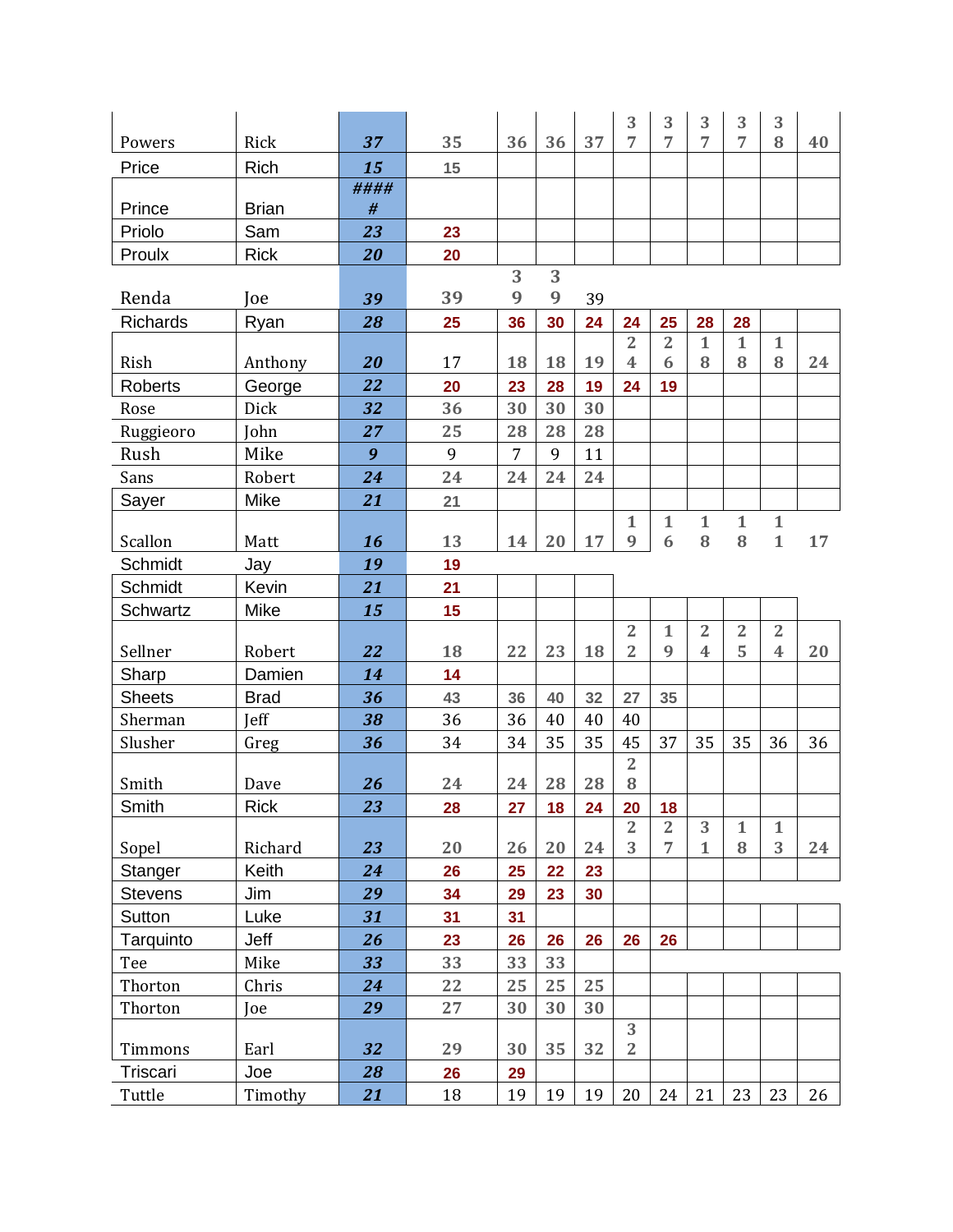| | | | | | | | | | | | | |
|---|---|---|---|---|---|---|---|---|---|---|---|---|
| Powers | Rick | ***37*** | 35 | 36 | 36 | 37 | 37 | 37 | 37 | 37 | 38 | 40 |
| Price | Rich | ***15*** | 15 | | | | | | | | | |
| Prince | Brian | ***#####*** | | | | | | | | | | |
| Priolo | Sam | ***23*** | 23 | | | | | | | | | |
| Proulx | Rick | ***20*** | 20 | | | | | | | | | |
| Renda | Joe | ***39*** | 39 | 39 | 39 | 39 | | | | | | |
| Richards | Ryan | ***28*** | 25 | 36 | 30 | 24 | 24 | 25 | 28 | 28 | | |
| Rish | Anthony | ***20*** | 17 | 18 | 18 | 19 | 24 | 26 | 18 | 18 | 18 | 24 |
| Roberts | George | ***22*** | 20 | 23 | 28 | 19 | 24 | 19 | | | | |
| Rose | Dick | ***32*** | 36 | 30 | 30 | 30 | | | | | | |
| Ruggieoro | John | ***27*** | 25 | 28 | 28 | 28 | | | | | | |
| Rush | Mike | ***9*** | 9 | 7 | 9 | 11 | | | | | | |
| Sans | Robert | ***24*** | 24 | 24 | 24 | 24 | | | | | | |
| Sayer | Mike | ***21*** | 21 | | | | | | | | | |
| Scallon | Matt | ***16*** | 13 | 14 | 20 | 17 | 19 | 16 | 18 | 18 | 11 | 17 |
| Schmidt | Jay | ***19*** | 19 | | | | | | | | | |
| Schmidt | Kevin | ***21*** | 21 | | | | | | | | | |
| Schwartz | Mike | ***15*** | 15 | | | | | | | | | |
| Sellner | Robert | ***22*** | 18 | 22 | 23 | 18 | 22 | 19 | 24 | 25 | 24 | 20 |
| Sharp | Damien | ***14*** | 14 | | | | | | | | | |
| Sheets | Brad | ***36*** | 43 | 36 | 40 | 32 | 27 | 35 | | | | |
| Sherman | Jeff | ***38*** | 36 | 36 | 40 | 40 | 40 | | | | | |
| Slusher | Greg | ***36*** | 34 | 34 | 35 | 35 | 45 | 37 | 35 | 35 | 36 | 36 |
| Smith | Dave | ***26*** | 24 | 24 | 28 | 28 | 28 | | | | | |
| Smith | Rick | ***23*** | 28 | 27 | 18 | 24 | 20 | 18 | | | | |
| Sopel | Richard | ***23*** | 20 | 26 | 20 | 24 | 23 | 27 | 31 | 18 | 13 | 24 |
| Stanger | Keith | ***24*** | 26 | 25 | 22 | 23 | | | | | | |
| Stevens | Jim | ***29*** | 34 | 29 | 23 | 30 | | | | | | |
| Sutton | Luke | ***31*** | 31 | 31 | | | | | | | | |
| Tarquinto | Jeff | ***26*** | 23 | 26 | 26 | 26 | 26 | 26 | | | | |
| Tee | Mike | ***33*** | 33 | 33 | 33 | | | | | | | |
| Thorton | Chris | ***24*** | 22 | 25 | 25 | 25 | | | | | | |
| Thorton | Joe | ***29*** | 27 | 30 | 30 | 30 | | | | | | |
| Timmons | Earl | ***32*** | 29 | 30 | 35 | 32 | 32 | | | | | |
| Triscari | Joe | ***28*** | 26 | 29 | | | | | | | | |
| Tuttle | Timothy | ***21*** | 18 | 19 | 19 | 19 | 20 | 24 | 21 | 23 | 23 | 26 |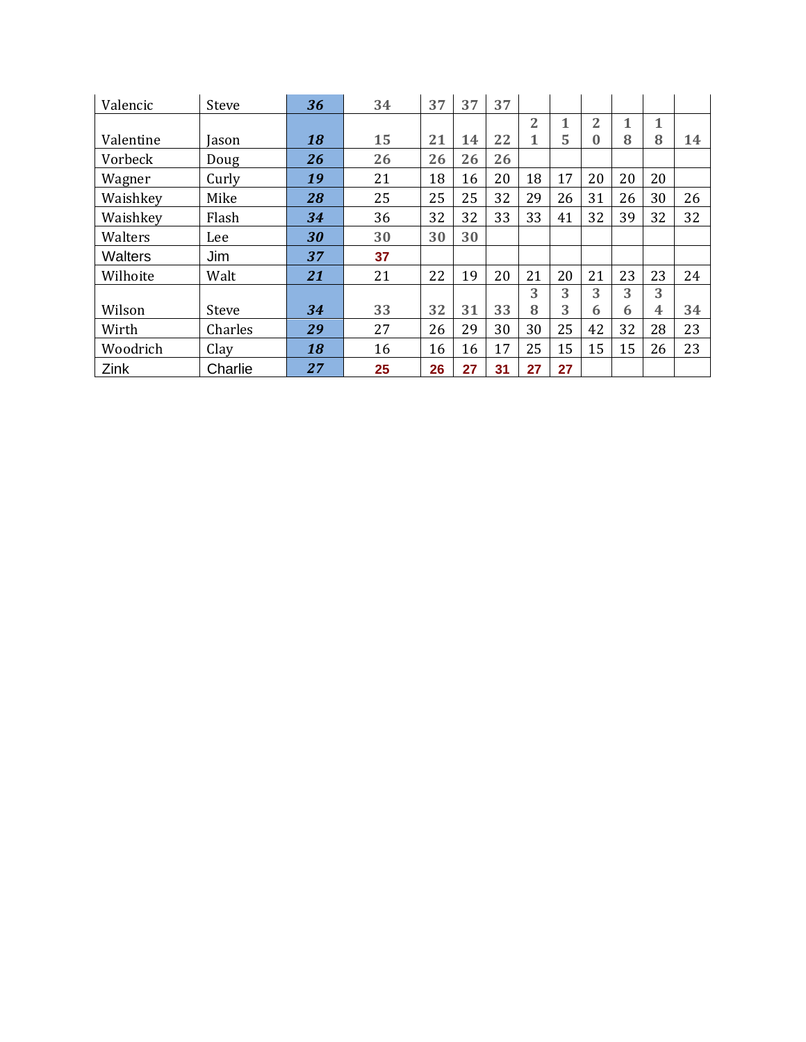| | | | | | | | | | | | | | |
|---|---|---|---|---|---|---|---|---|---|---|---|---|---|
| Valencic | Steve | ***36*** | 34 | 37 | 37 | 37 | | | | | | | |
| Valentine | Jason | ***18*** | 15 | 21 | 14 | 22 | 21 | 15 | 20 | 18 | 18 | 14 | |
| Vorbeck | Doug | ***26*** | 26 | 26 | 26 | 26 | | | | | | | |
| Wagner | Curly | ***19*** | 21 | 18 | 16 | 20 | 18 | 17 | 20 | 20 | 20 | | |
| Waishkey | Mike | ***28*** | 25 | 25 | 25 | 32 | 29 | 26 | 31 | 26 | 30 | 26 | |
| Waishkey | Flash | ***34*** | 36 | 32 | 32 | 33 | 33 | 41 | 32 | 39 | 32 | 32 | |
| Walters | Lee | ***30*** | 30 | 30 | 30 | | | | | | | | |
| Walters | Jim | ***37*** | 37 | | | | | | | | | | |
| Wilhoite | Walt | ***21*** | 21 | 22 | 19 | 20 | 21 | 20 | 21 | 23 | 23 | 24 | |
| Wilson | Steve | ***34*** | 33 | 32 | 31 | 33 | 38 | 33 | 36 | 36 | 34 | 34 | |
| Wirth | Charles | ***29*** | 27 | 26 | 29 | 30 | 30 | 25 | 42 | 32 | 28 | 23 | |
| Woodrich | Clay | ***18*** | 16 | 16 | 16 | 17 | 25 | 15 | 15 | 15 | 26 | 23 | |
| Zink | Charlie | ***27*** | 25 | 26 | 27 | 31 | 27 | 27 | | | | | |